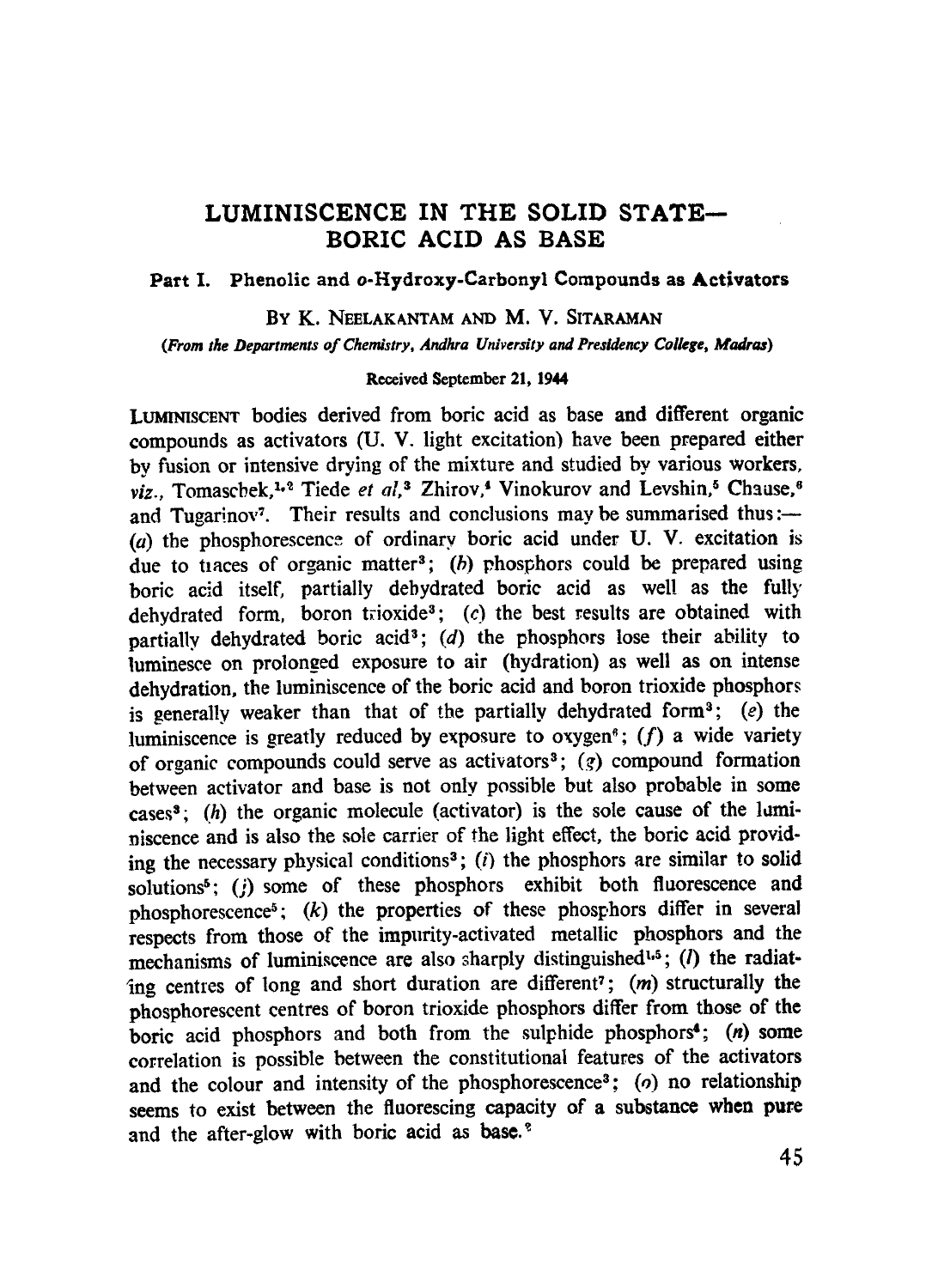# LUMINISCENCE IN THE SOLID STATE—BORIC ACID AS BASE

## Part I. Phenolic and *o*-Hydroxy-Carbonyl Compounds as Activators

BY K. NEELAKANTAM AND M. V. SITARAMAN

*(From the Departments of Chemistry, Andhra University and Presidency College, Madras)*

Received September 21, 1944

LUMINISCENT bodies derived from boric acid as base and different organic compounds as activators (U. V. light excitation) have been prepared either by fusion or intensive drying of the mixture and studied by various workers, *viz.*, Tomaschek,[1,2] Tiede *et al*,[3] Zhirov,[4] Vinokurov and Levshin,[5] Chause,[6] and Tugarinov[7]. Their results and conclusions may be summarised thus:—(*a*) the phosphorescence of ordinary boric acid under U. V. excitation is due to traces of organic matter[3]; (*b*) phosphors could be prepared using boric acid itself, partially dehydrated boric acid as well as the fully dehydrated form, boron trioxide[3]; (*c*) the best results are obtained with partially dehydrated boric acid[3]; (*d*) the phosphors lose their ability to luminesce on prolonged exposure to air (hydration) as well as on intense dehydration, the luminiscence of the boric acid and boron trioxide phosphors is generally weaker than that of the partially dehydrated form[3]; (*e*) the luminiscence is greatly reduced by exposure to oxygen[6]; (*f*) a wide variety of organic compounds could serve as activators[3]; (*g*) compound formation between activator and base is not only possible but also probable in some cases[3]; (*h*) the organic molecule (activator) is the sole cause of the luminiscence and is also the sole carrier of the light effect, the boric acid providing the necessary physical conditions[3]; (*i*) the phosphors are similar to solid solutions[5]; (*j*) some of these phosphors exhibit both fluorescence and phosphorescence[5]; (*k*) the properties of these phosphors differ in several respects from those of the impurity-activated metallic phosphors and the mechanisms of luminiscence are also sharply distinguished[1,5]; (*l*) the radiating centres of long and short duration are different[7]; (*m*) structurally the phosphorescent centres of boron trioxide phosphors differ from those of the boric acid phosphors and both from the sulphide phosphors[4]; (*n*) some correlation is possible between the constitutional features of the activators and the colour and intensity of the phosphorescence[3]; (*o*) no relationship seems to exist between the fluorescing capacity of a substance when pure and the after-glow with boric acid as base.[2]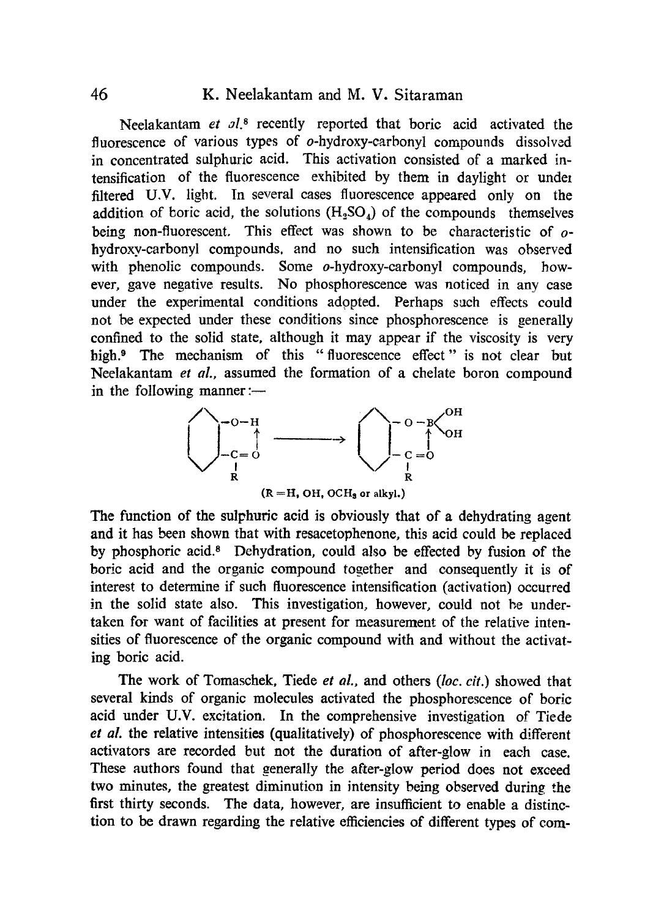Neelakantam *et al.*[8] recently reported that boric acid activated the fluorescence of various types of *o*-hydroxy-carbonyl compounds dissolved in concentrated sulphuric acid. This activation consisted of a marked intensification of the fluorescence exhibited by them in daylight or under filtered U.V. light. In several cases fluorescence appeared only on the addition of boric acid, the solutions ($H_2SO_4$) of the compounds themselves being non-fluorescent. This effect was shown to be characteristic of *o*-hydroxy-carbonyl compounds, and no such intensification was observed with phenolic compounds. Some *o*-hydroxy-carbonyl compounds, however, gave negative results. No phosphorescence was noticed in any case under the experimental conditions adopted. Perhaps such effects could not be expected under these conditions since phosphorescence is generally confined to the solid state, although it may appear if the viscosity is very high.[9] The mechanism of this "fluorescence effect" is not clear but Neelakantam *et al.*, assumed the formation of a chelate boron compound in the following manner:—

(R = H, OH, $OCH_3$ or alkyl.)

The function of the sulphuric acid is obviously that of a dehydrating agent and it has been shown that with resacetophenone, this acid could be replaced by phosphoric acid.[8] Dehydration, could also be effected by fusion of the boric acid and the organic compound together and consequently it is of interest to determine if such fluorescence intensification (activation) occurred in the solid state also. This investigation, however, could not be undertaken for want of facilities at present for measurement of the relative intensities of fluorescence of the organic compound with and without the activating boric acid.

The work of Tomaschek, Tiede *et al.*, and others (*loc. cit.*) showed that several kinds of organic molecules activated the phosphorescence of boric acid under U.V. excitation. In the comprehensive investigation of Tiede *et al.* the relative intensities (qualitatively) of phosphorescence with different activators are recorded but not the duration of after-glow in each case. These authors found that generally the after-glow period does not exceed two minutes, the greatest diminution in intensity being observed during the first thirty seconds. The data, however, are insufficient to enable a distinction to be drawn regarding the relative efficiencies of different types of com-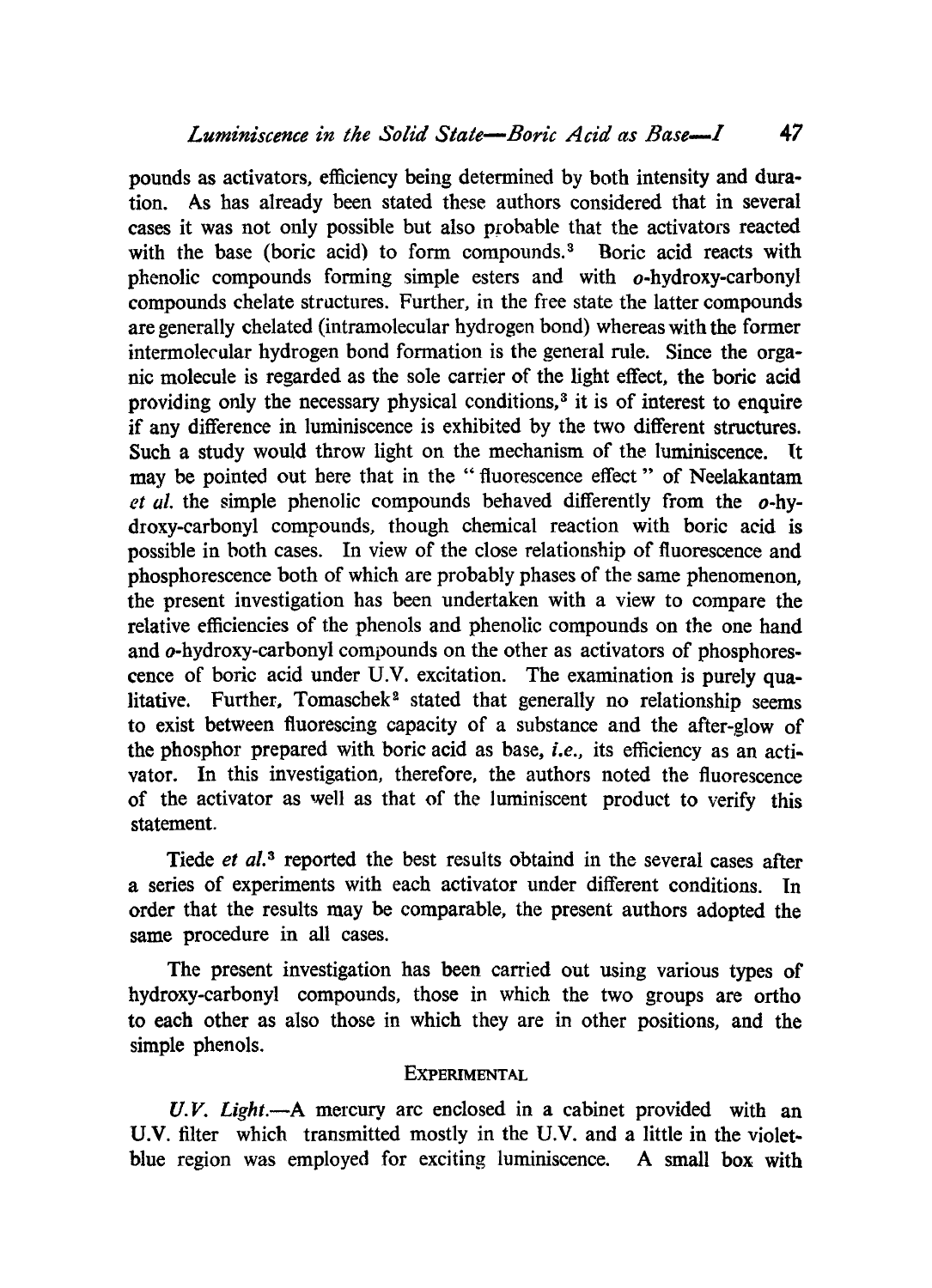pounds as activators, efficiency being determined by both intensity and duration. As has already been stated these authors considered that in several cases it was not only possible but also probable that the activators reacted with the base (boric acid) to form compounds.[3] Boric acid reacts with phenolic compounds forming simple esters and with *o*-hydroxy-carbonyl compounds chelate structures. Further, in the free state the latter compounds are generally chelated (intramolecular hydrogen bond) whereas with the former intermolecular hydrogen bond formation is the general rule. Since the organic molecule is regarded as the sole carrier of the light effect, the boric acid providing only the necessary physical conditions,[3] it is of interest to enquire if any difference in luminiscence is exhibited by the two different structures. Such a study would throw light on the mechanism of the luminiscence. It may be pointed out here that in the "fluorescence effect" of Neelakantam *et al.* the simple phenolic compounds behaved differently from the *o*-hydroxy-carbonyl compounds, though chemical reaction with boric acid is possible in both cases. In view of the close relationship of fluorescence and phosphorescence both of which are probably phases of the same phenomenon, the present investigation has been undertaken with a view to compare the relative efficiencies of the phenols and phenolic compounds on the one hand and *o*-hydroxy-carbonyl compounds on the other as activators of phosphorescence of boric acid under U.V. excitation. The examination is purely qualitative. Further, Tomaschek[2] stated that generally no relationship seems to exist between fluorescing capacity of a substance and the after-glow of the phosphor prepared with boric acid as base, *i.e.*, its efficiency as an activator. In this investigation, therefore, the authors noted the fluorescence of the activator as well as that of the luminiscent product to verify this statement.

Tiede *et al.*[3] reported the best results obtaind in the several cases after a series of experiments with each activator under different conditions. In order that the results may be comparable, the present authors adopted the same procedure in all cases.

The present investigation has been carried out using various types of hydroxy-carbonyl compounds, those in which the two groups are ortho to each other as also those in which they are in other positions, and the simple phenols.

## EXPERIMENTAL

*U.V. Light.*—A mercury arc enclosed in a cabinet provided with an U.V. filter which transmitted mostly in the U.V. and a little in the violet-blue region was employed for exciting luminiscence. A small box with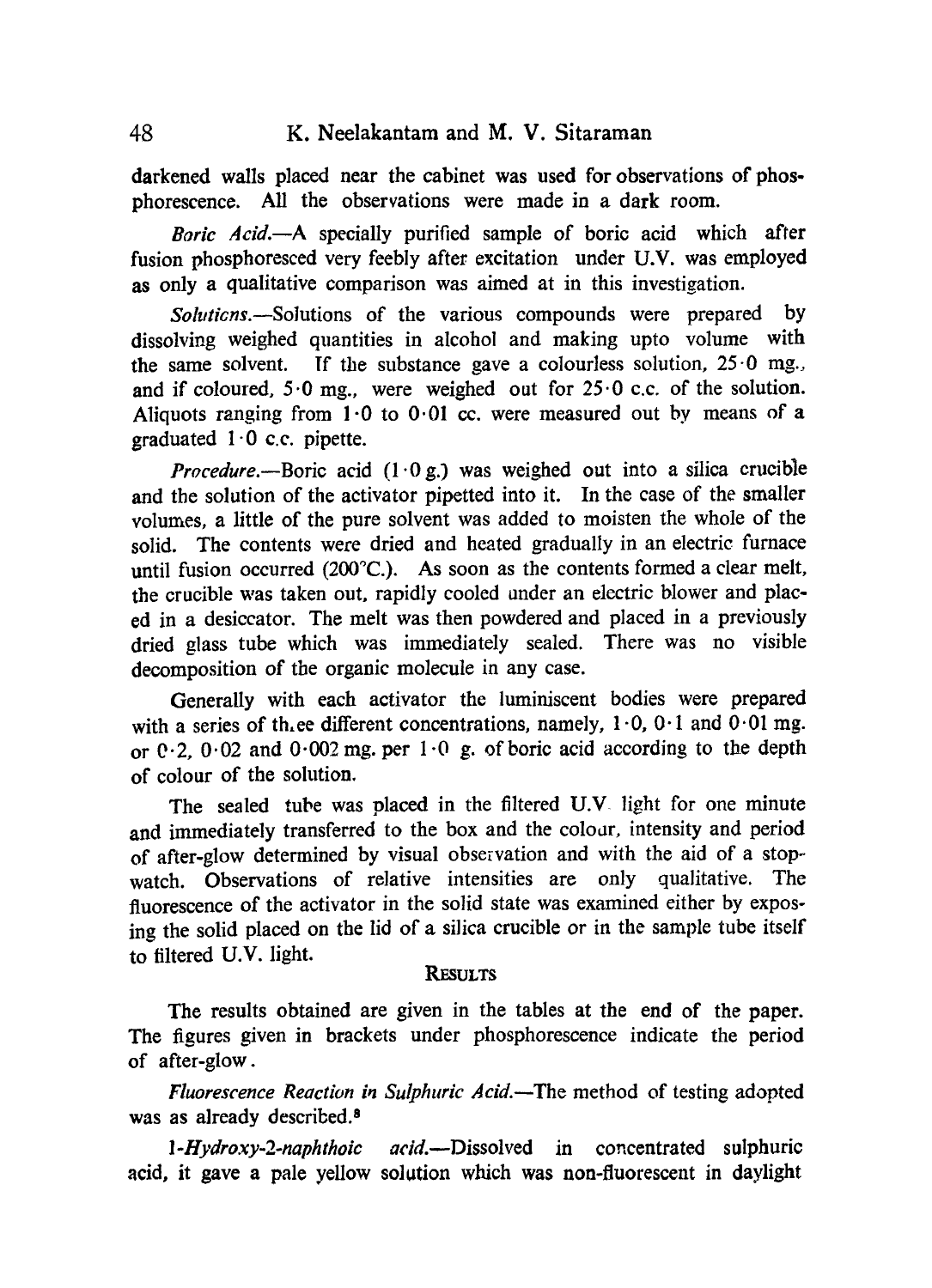darkened walls placed near the cabinet was used for observations of phosphorescence. All the observations were made in a dark room.

*Boric Acid.*—A specially purified sample of boric acid which after fusion phosphoresced very feebly after excitation under U.V. was employed as only a qualitative comparison was aimed at in this investigation.

*Solutions.*—Solutions of the various compounds were prepared by dissolving weighed quantities in alcohol and making upto volume with the same solvent. If the substance gave a colourless solution, 25·0 mg., and if coloured, 5·0 mg., were weighed out for 25·0 c.c. of the solution. Aliquots ranging from 1·0 to 0·01 cc. were measured out by means of a graduated 1·0 c.c. pipette.

*Procedure.*—Boric acid (1·0 g.) was weighed out into a silica crucible and the solution of the activator pipetted into it. In the case of the smaller volumes, a little of the pure solvent was added to moisten the whole of the solid. The contents were dried and heated gradually in an electric furnace until fusion occurred (200°C.). As soon as the contents formed a clear melt, the crucible was taken out, rapidly cooled under an electric blower and placed in a desiccator. The melt was then powdered and placed in a previously dried glass tube which was immediately sealed. There was no visible decomposition of the organic molecule in any case.

Generally with each activator the luminiscent bodies were prepared with a series of three different concentrations, namely, 1·0, 0·1 and 0·01 mg. or 0·2, 0·02 and 0·002 mg. per 1·0 g. of boric acid according to the depth of colour of the solution.

The sealed tube was placed in the filtered U.V. light for one minute and immediately transferred to the box and the colour, intensity and period of after-glow determined by visual observation and with the aid of a stop-watch. Observations of relative intensities are only qualitative. The fluorescence of the activator in the solid state was examined either by exposing the solid placed on the lid of a silica crucible or in the sample tube itself to filtered U.V. light.

## Results

The results obtained are given in the tables at the end of the paper. The figures given in brackets under phosphorescence indicate the period of after-glow.

*Fluorescence Reaction in Sulphuric Acid.*—The method of testing adopted was as already described.[8]

*1-Hydroxy-2-naphthoic acid.*—Dissolved in concentrated sulphuric acid, it gave a pale yellow solution which was non-fluorescent in daylight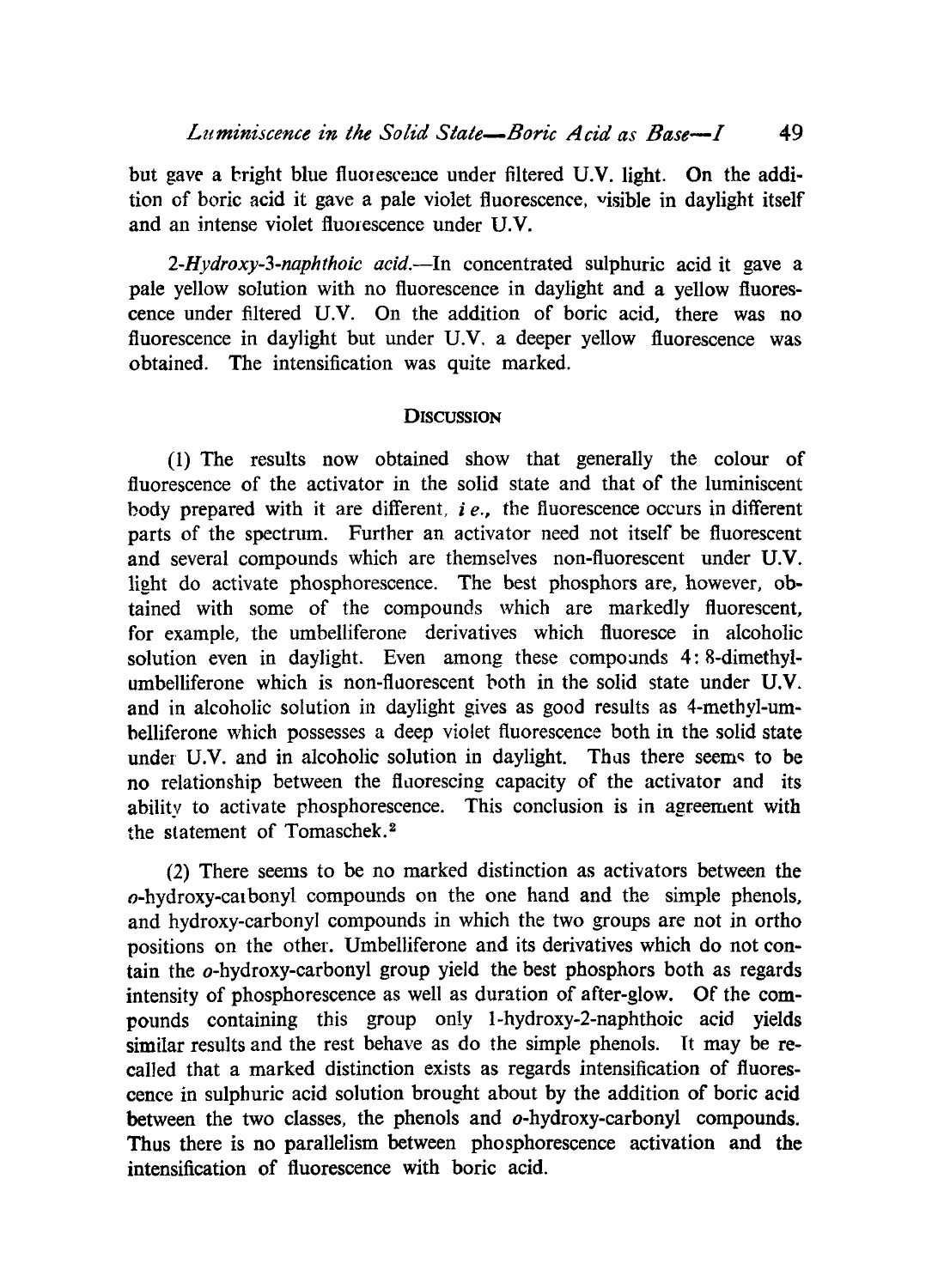but gave a bright blue fluorescence under filtered U.V. light. On the addition of boric acid it gave a pale violet fluorescence, visible in daylight itself and an intense violet fluorescence under U.V.

*2-Hydroxy-3-naphthoic acid.*—In concentrated sulphuric acid it gave a pale yellow solution with no fluorescence in daylight and a yellow fluorescence under filtered U.V. On the addition of boric acid, there was no fluorescence in daylight but under U.V. a deeper yellow fluorescence was obtained. The intensification was quite marked.

## Discussion

(1) The results now obtained show that generally the colour of fluorescence of the activator in the solid state and that of the luminiscent body prepared with it are different, *i e.,* the fluorescence occurs in different parts of the spectrum. Further an activator need not itself be fluorescent and several compounds which are themselves non-fluorescent under U.V. light do activate phosphorescence. The best phosphors are, however, obtained with some of the compounds which are markedly fluorescent, for example, the umbelliferone derivatives which fluoresce in alcoholic solution even in daylight. Even among these compounds 4:8-dimethyl-umbelliferone which is non-fluorescent both in the solid state under U.V. and in alcoholic solution in daylight gives as good results as 4-methyl-umbelliferone which possesses a deep violet fluorescence both in the solid state under U.V. and in alcoholic solution in daylight. Thus there seems to be no relationship between the fluorescing capacity of the activator and its ability to activate phosphorescence. This conclusion is in agreement with the statement of Tomaschek.[2]

(2) There seems to be no marked distinction as activators between the *o*-hydroxy-carbonyl compounds on the one hand and the simple phenols, and hydroxy-carbonyl compounds in which the two groups are not in ortho positions on the other. Umbelliferone and its derivatives which do not contain the *o*-hydroxy-carbonyl group yield the best phosphors both as regards intensity of phosphorescence as well as duration of after-glow. Of the compounds containing this group only 1-hydroxy-2-naphthoic acid yields similar results and the rest behave as do the simple phenols. It may be recalled that a marked distinction exists as regards intensification of fluorescence in sulphuric acid solution brought about by the addition of boric acid between the two classes, the phenols and *o*-hydroxy-carbonyl compounds. Thus there is no parallelism between phosphorescence activation and the intensification of fluorescence with boric acid.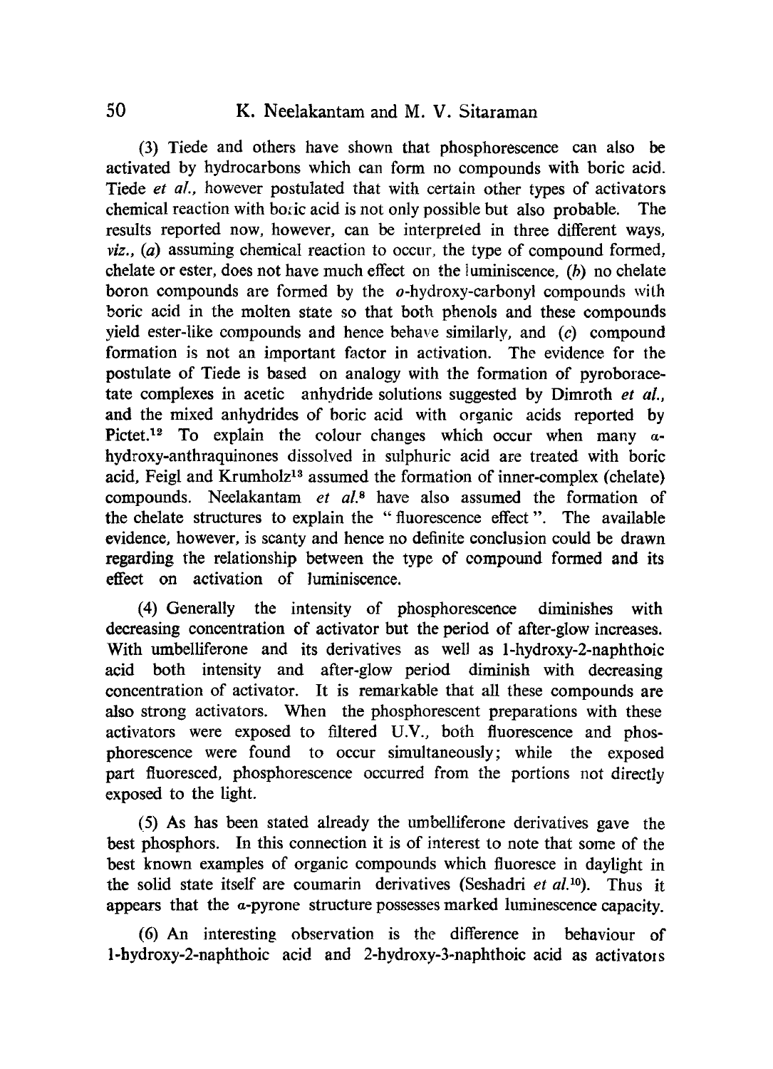(3) Tiede and others have shown that phosphorescence can also be activated by hydrocarbons which can form no compounds with boric acid. Tiede *et al.*, however postulated that with certain other types of activators chemical reaction with boric acid is not only possible but also probable. The results reported now, however, can be interpreted in three different ways, *viz.*, (*a*) assuming chemical reaction to occur, the type of compound formed, chelate or ester, does not have much effect on the luminiscence, (*b*) no chelate boron compounds are formed by the *o*-hydroxy-carbonyl compounds with boric acid in the molten state so that both phenols and these compounds yield ester-like compounds and hence behave similarly, and (*c*) compound formation is not an important factor in activation. The evidence for the postulate of Tiede is based on analogy with the formation of pyroboracetate complexes in acetic anhydride solutions suggested by Dimroth *et al.*, and the mixed anhydrides of boric acid with organic acids reported by Pictet.[12] To explain the colour changes which occur when many $\alpha$-hydroxy-anthraquinones dissolved in sulphuric acid are treated with boric acid, Feigl and Krumholz[13] assumed the formation of inner-complex (chelate) compounds. Neelakantam *et al.*[8] have also assumed the formation of the chelate structures to explain the "fluorescence effect". The available evidence, however, is scanty and hence no definite conclusion could be drawn regarding the relationship between the type of compound formed and its effect on activation of luminiscence.

(4) Generally the intensity of phosphorescence diminishes with decreasing concentration of activator but the period of after-glow increases. With umbelliferone and its derivatives as well as 1-hydroxy-2-naphthoic acid both intensity and after-glow period diminish with decreasing concentration of activator. It is remarkable that all these compounds are also strong activators. When the phosphorescent preparations with these activators were exposed to filtered U.V., both fluorescence and phosphorescence were found to occur simultaneously; while the exposed part fluoresced, phosphorescence occurred from the portions not directly exposed to the light.

(5) As has been stated already the umbelliferone derivatives gave the best phosphors. In this connection it is of interest to note that some of the best known examples of organic compounds which fluoresce in daylight in the solid state itself are coumarin derivatives (Seshadri *et al.*[10]). Thus it appears that the $\alpha$-pyrone structure possesses marked luminescence capacity.

(6) An interesting observation is the difference in behaviour of 1-hydroxy-2-naphthoic acid and 2-hydroxy-3-naphthoic acid as activators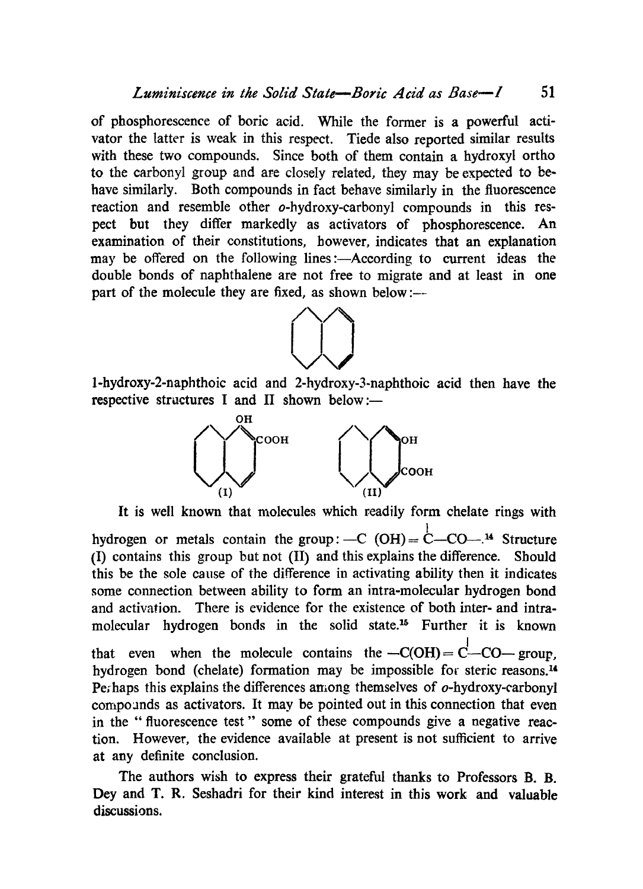of phosphorescence of boric acid. While the former is a powerful activator the latter is weak in this respect. Tiede also reported similar results with these two compounds. Since both of them contain a hydroxyl ortho to the carbonyl group and are closely related, they may be expected to behave similarly. Both compounds in fact behave similarly in the fluorescence reaction and resemble other *o*-hydroxy-carbonyl compounds in this respect but they differ markedly as activators of phosphorescence. An examination of their constitutions, however, indicates that an explanation may be offered on the following lines:—According to current ideas the double bonds of naphthalene are not free to migrate and at least in one part of the molecule they are fixed, as shown below:—

1-hydroxy-2-naphthoic acid and 2-hydroxy-3-naphthoic acid then have the respective structures I and II shown below:—

OH

COOH

(I)

OH

COOH

(II)

It is well known that molecules which readily form chelate rings with hydrogen or metals contain the group: —C (OH) = C—CO—.[14] Structure (I) contains this group but not (II) and this explains the difference. Should this be the sole cause of the difference in activating ability then it indicates some connection between ability to form an intra-molecular hydrogen bond and activation. There is evidence for the existence of both inter- and intra-molecular hydrogen bonds in the solid state.[15] Further it is known that even when the molecule contains the —C(OH) = C—CO— group, hydrogen bond (chelate) formation may be impossible for steric reasons.[14] Perhaps this explains the differences among themselves of *o*-hydroxy-carbonyl compounds as activators. It may be pointed out in this connection that even in the "fluorescence test" some of these compounds give a negative reaction. However, the evidence available at present is not sufficient to arrive at any definite conclusion.

The authors wish to express their grateful thanks to Professors B. B. Dey and T. R. Seshadri for their kind interest in this work and valuable discussions.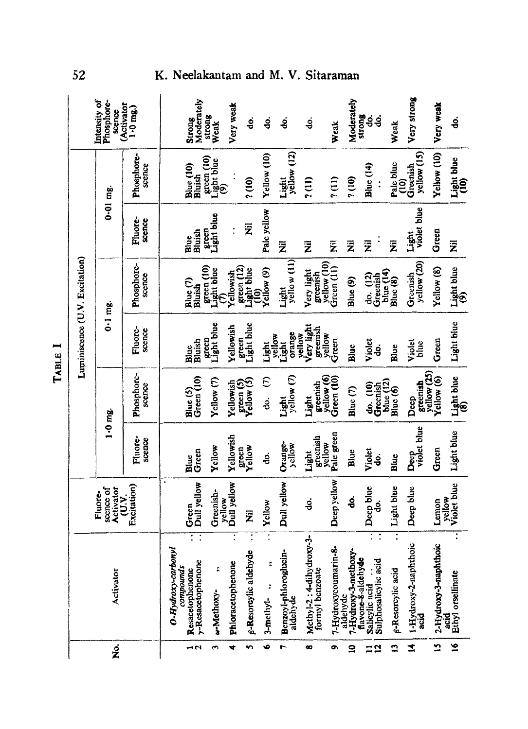TABLE I

| No. | Activator | Fluorescence of Activator (U.V. Excitation) | Luminiscence (U.V. Excitation) | | | | | | Intensity of Phosphorescence (Activator 1·0 mg.) |
|---|---|---|---|---|---|---|---|---|---|
| | | | 1·0 mg. | | 0·1 mg. | | 0·01 mg. | | |
| | | | Fluorescence | Phosphorescence | Fluorescence | Phosphorescence | Fluorescence | Phosphorescence | |
| | *O-Hydroxy-carbonyl compounds* | | | | | | | | |
| 1 | Resacetophenone .. | Green | Blue | Blue (5) | Blue | Blue (7) | Blue | Blue (10) | Strong |
| 2 | γ-Resacetophenone .. | Dull yellow | Green | Green (10) | Bluish green | Bluish green (10) | Bluish green | Bluish green (10) | Moderately strong |
| 3 | ω-Methoxy- ,, | Greenish-yellow | Yellow | Yellow (7) | Light blue | Light blue (7) | Light blue | Light blue (9) | Weak |
| 4 | Phloracetophenone .. | Dull yellow | Yellowish green | Yellowish green (5) | Yellowish green | Yellowish green (12) | .. | .. | Very weak |
| 5 | β-Resorcylic aldehyde .. | Nil | Yellow | Yellow (5) | Light blue | Light blue (10) | Nil | ? (10) | do. |
| 6 | 3-methyl- ,, ,, .. | Yellow | do. | do. (7) | Light yellow | Yellow (9) | Pale yellow | Yellow (10) | do. |
| 7 | Benzoyl-phloroglucin-aldehyde | Dull yellow | Orange-yellow | Light yellow (7) | Light orange yellow | Light yellow (11) | Nil | Light yellow (12) | do. |
| 8 | Methyl-2 : 4-dihydroxy-3-formyl benzoate | do. | Light greenish yellow | Light greenish yellow (6) | Very light greenish yellow | Very light greenish yellow (10) | Nil | ? (11) | do. |
| 9 | 7-Hydroxycoumarin-8-aldehyde | Deep yellow | Pale green | Green (10) | Green | Green (11) | Nil | ? (11) | Weak |
| 10 | 7-Hydroxy-3-methoxy-flavone-8-aldehyde | do. | Blue | Blue (7) | Blue | Blue (9) | Nil | ? (10) | Moderately strong |
| 11 | Salicylic acid .. | Deep blue | Violet | do. (10) | Violet | do. (12) | Nil | Blue (14) | do. |
| 12 | Sulphosalicylic acid .. | do. | do. | Greenish blue (12) | do. | Greenish blue (14) | .. | .. | do. |
| 13 | β-Resorcylic acid .. | Light blue | Blue | Blue (6) | Blue | Blue (8) | Nil | Pale blue (10) | Weak |
| 14 | 1-Hydroxy-2-naphthoic acid | Deep blue | Deep violet blue | Deep greenish yellow (25) | Violet blue | Greenish yellow (20) | Light violet blue | Greenish yellow (15) | Very strong |
| 15 | 2-Hydroxy-3-naphthoic acid | Lemon yellow | Green | Yellow (6) | Green | Yellow (8) | Green | Yellow (10) | Very weak |
| 16 | Ethyl orsellinate .. | Violet blue | Light blue | Light blue (8) | Light blue | Light blue (9) | Nil | Light blue (10) | do. |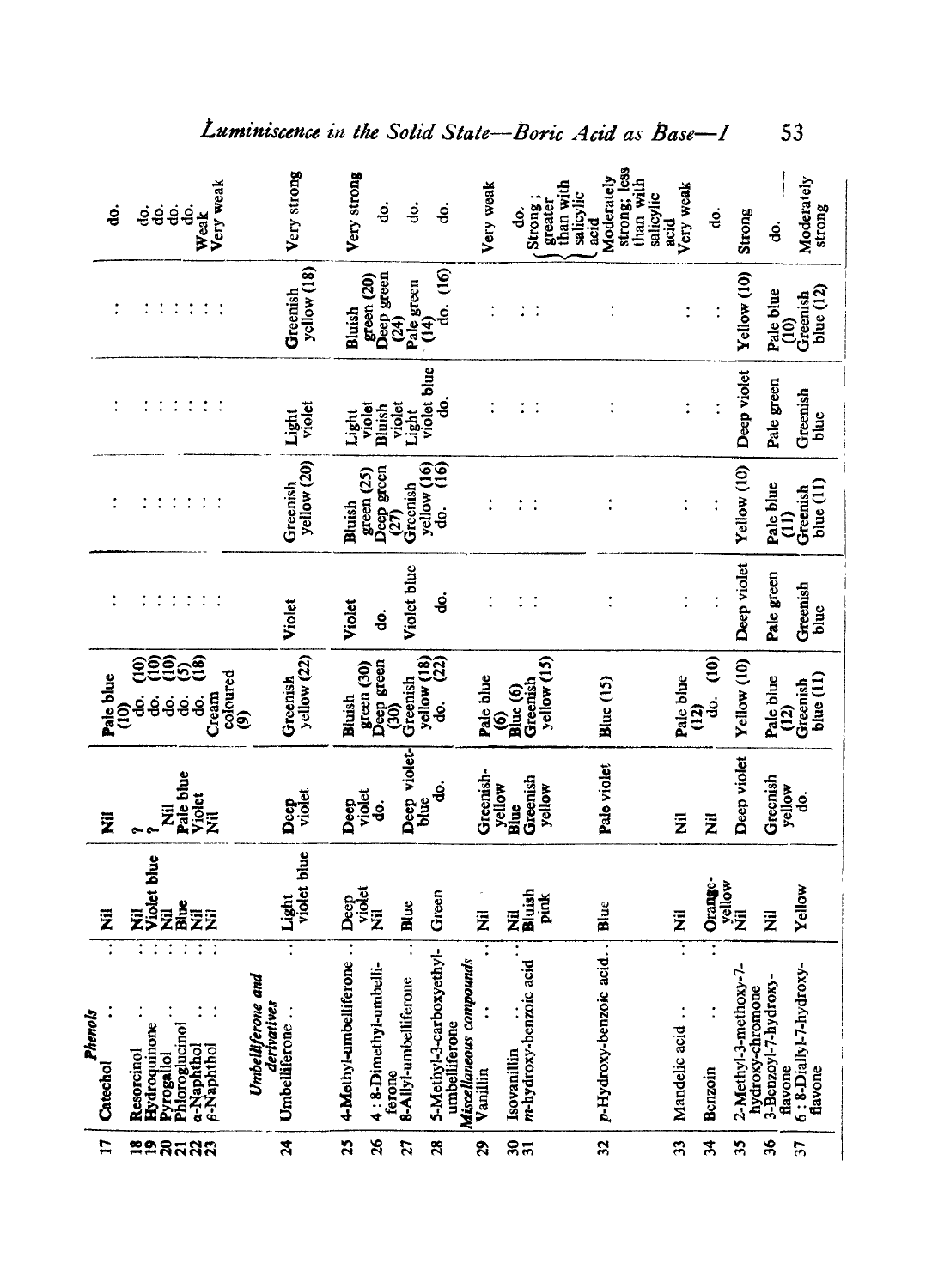| | | | | | | | | | |
|---|---|---|---|---|---|---|---|---|---|
| | *Phenols* | | | | | | | | |
| 17 | Catechol .. | Nil | Nil | Pale blue (10) | .. | .. | .. | .. | do. |
| 18 | Resorcinol .. | Nil | ? | do. (10) | .. | .. | .. | .. | do. |
| 19 | Hydroquinone .. | Violet blue | ? | do. (10) | .. | .. | .. | .. | do. |
| 20 | Pyrogallol .. | Nil | Nil | do. (10) | .. | .. | .. | .. | do. |
| 21 | Phloroglucinol .. | Blue | Pale blue | do. (5) | .. | .. | .. | .. | do. |
| 22 | α-Naphthol .. | Nil | Violet | do. (18) | .. | .. | .. | .. | Weak |
| 23 | β-Naphthol .. | Nil | Nil | Cream coloured (9) | .. | .. | .. | .. | Very weak |
| | *Umbelliferone and derivatives* | | | | | | | | |
| 24 | Umbelliferone .. | Light violet blue | Deep violet | Greenish yellow (22) | Violet | Greenish yellow (20) | Light violet | Greenish yellow (18) | Very strong |
| 25 | 4-Methyl-umbelliferone .. | Deep violet | Deep violet | Bluish green (30) | Violet | Bluish green (25) | Light violet | Bluish green (20) | Very strong |
| 26 | 4 : 8-Dimethyl-umbelliferone | Nil | do. | Deep green (30) | do. | Deep green (27) | Bluish violet | Deep green (24) | do. |
| 27 | 8-Allyl-umbelliferone .. | Blue | Deep violet-blue | Greenish yellow (18) | Violet blue | Greenish yellow (16) | Light violet blue | Pale green (14) | do. |
| 28 | 5-Methyl-3-carboxyethyl-umbelliferone | Green | do. | do. (22) | do. | do. (16) | do. | do. (16) | do. |
| | *Miscellaneous compounds* | | | | | | | | |
| 29 | Vanillin .. | Nil | Greenish-yellow | Pale blue (6) | .. | .. | .. | .. | Very weak |
| 30 | Isovanillin .. | Nil | Blue | Blue (6) | .. | .. | .. | .. | do. |
| 31 | *m*-hydroxy-benzoic acid | Bluish pink | Greenish yellow | Greenish yellow (15) | .. | .. | .. | .. | Strong; greater than with salicylic acid |
| 32 | *p*-Hydroxy-benzoic acid.. | Blue | Pale violet | Blue (15) | .. | .. | .. | .. | Moderately strong; less than with salicylic acid |
| 33 | Mandelic acid .. | Nil | Nil | Pale blue (12) | .. | .. | .. | .. | Very weak |
| 34 | Benzoin .. | Orange-yellow | Nil | do. (10) | .. | .. | .. | .. | do. |
| 35 | 2-Methyl-3-methoxy-7-hydroxy-chromone | Nil | Deep violet | Yellow (10) | Deep violet | Yellow (10) | Deep violet | Yellow (10) | Strong |
| 36 | 3-Benzoyl-7-hydroxy-flavone | Nil | Greenish yellow | Pale blue (12) | Pale green | Pale blue (11) | Pale green | Pale blue (10) | do. |
| 37 | 6 : 8-Diallyl-7-hydroxy-flavone | Yellow | do. | Greenish blue (11) | Greenish blue | Greenish blue (11) | Greenish blue | Greenish blue (12) | Moderately strong |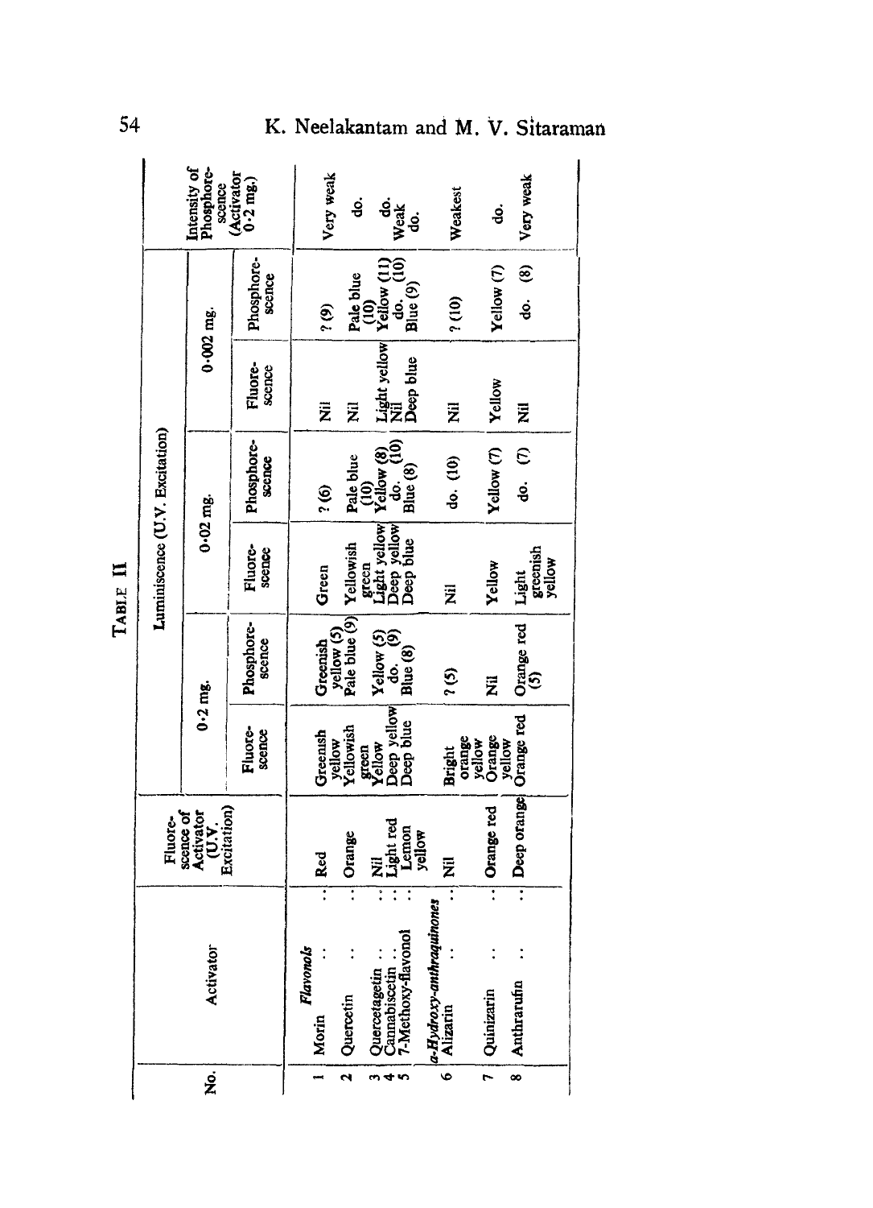TABLE II

| No. | Activator | Fluorescence of Activator (U.V. Excitation) | Luminiscence (U.V. Excitation) | | | | | | Intensity of Phosphorescence (Activator 0·2 mg.) |
|---|---|---|---|---|---|---|---|---|---|
| | | | 0·2 mg. | | 0·02 mg. | | 0·002 mg. | | |
| | | | Fluorescence | Phosphorescence | Fluorescence | Phosphorescence | Fluorescence | Phosphorescence | |
| | *Flavonols* | | | | | | | | |
| 1 | Morin | Red | Greenish yellow | Greenish yellow (5) | Green | ? (6) | Nil | ? (9) | Very weak |
| 2 | Quercetin | Orange | Yellowish green | Pale blue (9) | Yellowish green | Pale blue (10) | Nil | Pale blue (10) | do. |
| 3 | Quercetagetin | Nil | Yellow | Yellow (5) | Light yellow | Yellow (8) | Light yellow | Yellow (11) | do. |
| 4 | Cannabiscetin | Light red | Deep yellow | do. (9) | Deep yellow | do. (10) | Nil | do. (10) | Weak |
| 5 | 7-Methoxy-flavonol | Lemon yellow | Deep blue | Blue (8) | Deep blue | Blue (8) | Deep blue | Blue (9) | do. |
| | *a-Hydroxy-anthraquinones* | | | | | | | | |
| 6 | Alizarin | Nil | Bright orange yellow | ? (5) | Nil | do. (10) | Nil | ? (10) | Weakest |
| 7 | Quinizarin | Orange red | Orange yellow | Nil | Yellow | Yellow (7) | Yellow | Yellow (7) | do. |
| 8 | Anthrarufin | Deep orange | Orange red | Orange red (5) | Light greenish yellow | do. (7) | Nil | do. (8) | Very weak |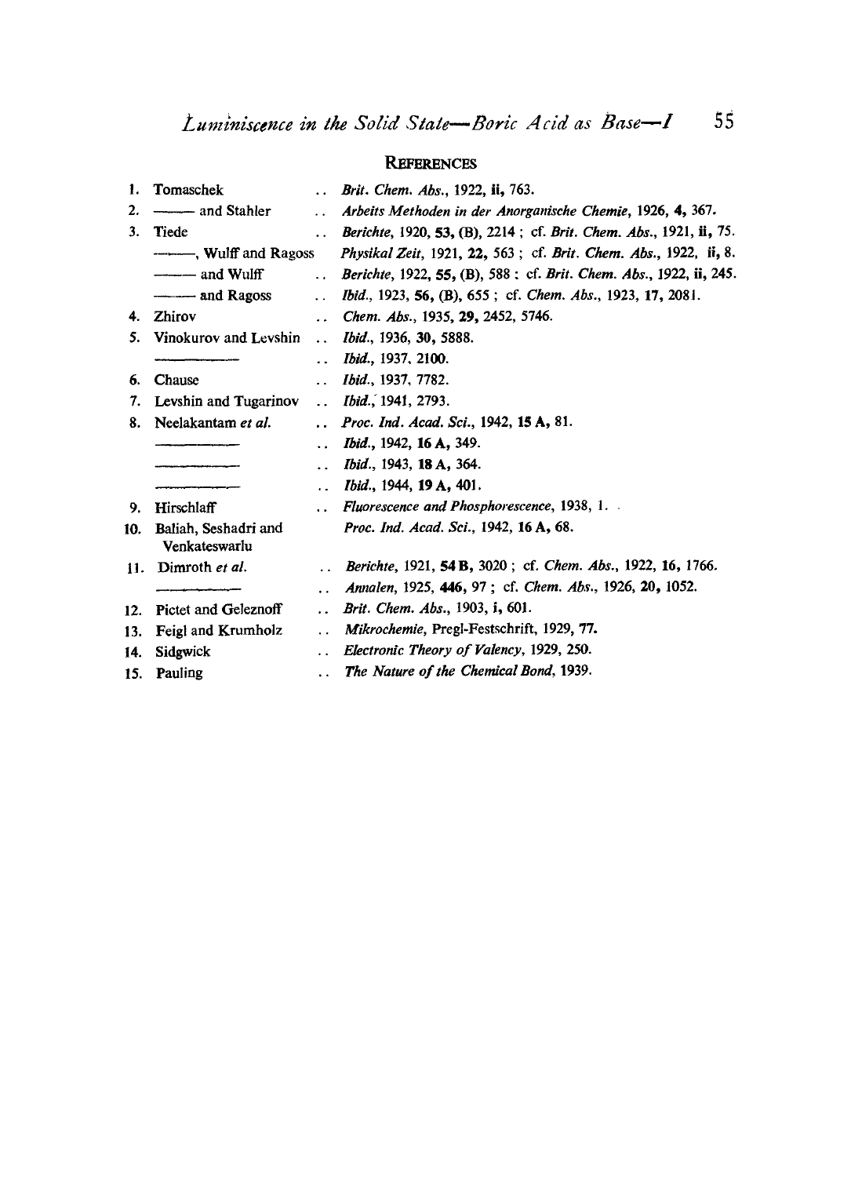## References

| | | |
|---|---|---|
| 1. | Tomaschek | *Brit. Chem. Abs.*, 1922, **ii**, 763. |
| 2. | —— and Stahler | *Arbeits Methoden in der Anorganische Chemie*, 1926, **4**, 367. |
| 3. | Tiede | *Berichte*, 1920, **53**, (B), 2214 ; cf. *Brit. Chem. Abs.*, 1921, **ii**, 75. |
| | ——, Wulff and Ragoss | *Physikal Zeit*, 1921, **22**, 563 ; cf. *Brit. Chem. Abs.*, 1922, **ii**, 8. |
| | —— and Wulff | *Berichte*, 1922, **55**, (B), 588 ; cf. *Brit. Chem. Abs.*, 1922, **ii**, 245. |
| | —— and Ragoss | *Ibid.*, 1923, **56**, (B), 655 ; cf. *Chem. Abs.*, 1923, **17**, 2081. |
| 4. | Zhirov | *Chem. Abs.*, 1935, **29**, 2452, 5746. |
| 5. | Vinokurov and Levshin | *Ibid.*, 1936, **30**, 5888. |
| | —— | *Ibid.*, 1937, 2100. |
| 6. | Chause | *Ibid.*, 1937, 7782. |
| 7. | Levshin and Tugarinov | *Ibid.*, 1941, 2793. |
| 8. | Neelakantam *et al.* | *Proc. Ind. Acad. Sci.*, 1942, **15 A**, 81. |
| | —— | *Ibid.*, 1942, **16 A**, 349. |
| | —— | *Ibid.*, 1943, **18 A**, 364. |
| | —— | *Ibid.*, 1944, **19 A**, 401. |
| 9. | Hirschlaff | *Fluorescence and Phosphorescence*, 1938, 1. |
| 10. | Baliah, Seshadri and Venkateswarlu | *Proc. Ind. Acad. Sci.*, 1942, **16 A**, 68. |
| 11. | Dimroth *et al.* | *Berichte*, 1921, **54 B**, 3020 ; cf. *Chem. Abs.*, 1922, **16**, 1766. |
| | —— | *Annalen*, 1925, **446**, 97 ; cf. *Chem. Abs.*, 1926, **20**, 1052. |
| 12. | Pictet and Geleznoff | *Brit. Chem. Abs.*, 1903, **i**, 601. |
| 13. | Feigl and Krumholz | *Mikrochemie*, Pregl-Festschrift, 1929, **77**. |
| 14. | Sidgwick | *Electronic Theory of Valency*, 1929, 250. |
| 15. | Pauling | *The Nature of the Chemical Bond*, 1939. |